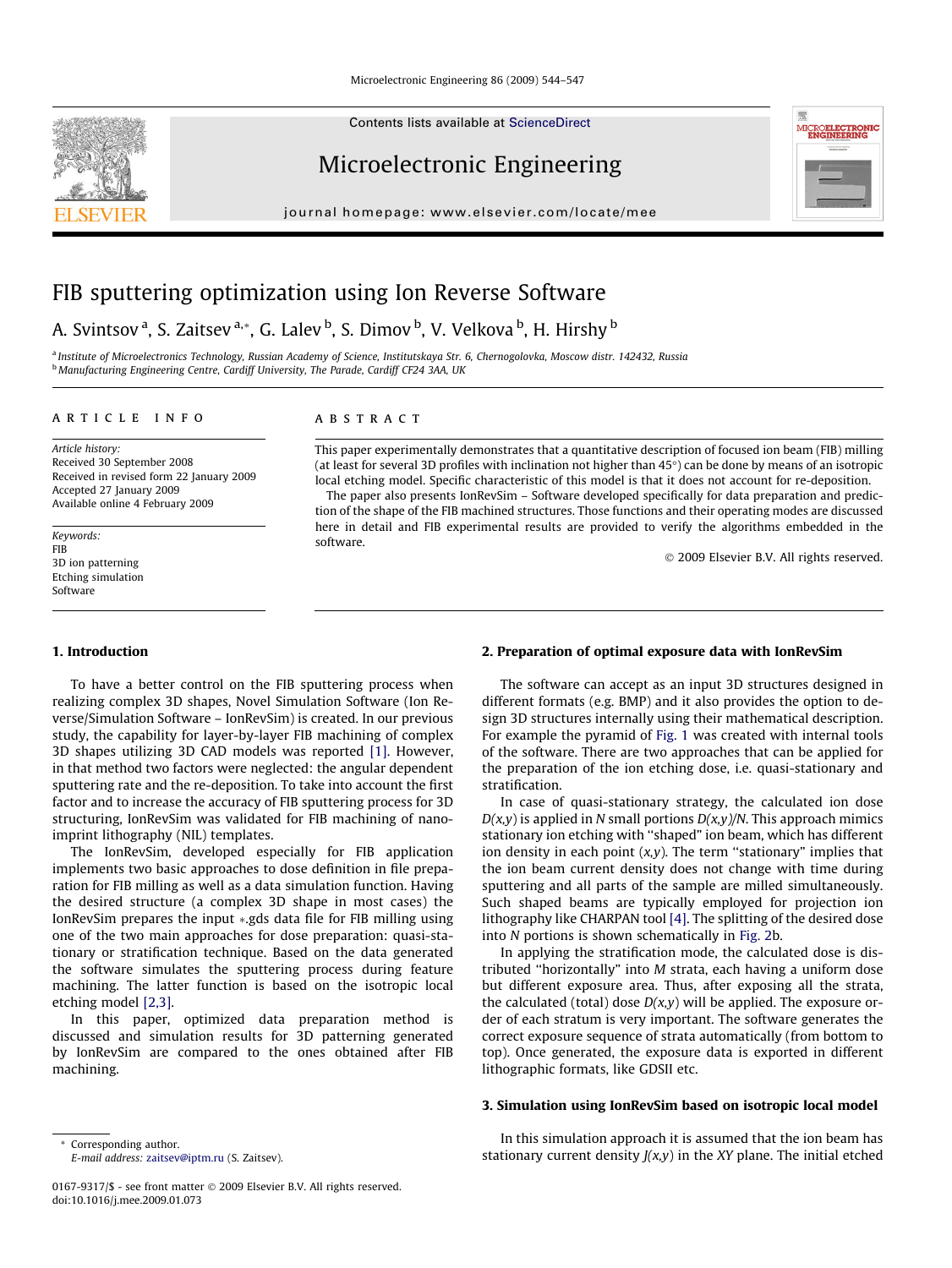Contents lists available at ScienceDirect

# Microelectronic Engineering

journal homepage: www.elsevier.com/locate/mee

# FIB sputtering optimization using Ion Reverse Software

A. Svintsov [a], S. Zaitsev [a,*], G. Lalev [b], S. Dimov [b], V. Velkova [b], H. Hirshy [b]

[a] Institute of Microelectronics Technology, Russian Academy of Science, Institutskaya Str. 6, Chernogolovka, Moscow distr. 142432, Russia
[b] Manufacturing Engineering Centre, Cardiff University, The Parade, Cardiff CF24 3AA, UK

**ARTICLE INFO**

*Article history:*
Received 30 September 2008
Received in revised form 22 January 2009
Accepted 27 January 2009
Available online 4 February 2009

*Keywords:*
FIB
3D ion patterning
Etching simulation
Software

**ABSTRACT**

This paper experimentally demonstrates that a quantitative description of focused ion beam (FIB) milling (at least for several 3D profiles with inclination not higher than 45°) can be done by means of an isotropic local etching model. Specific characteristic of this model is that it does not account for re-deposition.

The paper also presents IonRevSim – Software developed specifically for data preparation and prediction of the shape of the FIB machined structures. Those functions and their operating modes are discussed here in detail and FIB experimental results are provided to verify the algorithms embedded in the software.

© 2009 Elsevier B.V. All rights reserved.

## 1. Introduction

To have a better control on the FIB sputtering process when realizing complex 3D shapes, Novel Simulation Software (Ion Reverse/Simulation Software – IonRevSim) is created. In our previous study, the capability for layer-by-layer FIB machining of complex 3D shapes utilizing 3D CAD models was reported [1]. However, in that method two factors were neglected: the angular dependent sputtering rate and the re-deposition. To take into account the first factor and to increase the accuracy of FIB sputtering process for 3D structuring, IonRevSim was validated for FIB machining of nanoimprint lithography (NIL) templates.

The IonRevSim, developed especially for FIB application implements two basic approaches to dose definition in file preparation for FIB milling as well as a data simulation function. Having the desired structure (a complex 3D shape in most cases) the IonRevSim prepares the input *.gds data file for FIB milling using one of the two main approaches for dose preparation: quasi-stationary or stratification technique. Based on the data generated the software simulates the sputtering process during feature machining. The latter function is based on the isotropic local etching model [2,3].

In this paper, optimized data preparation method is discussed and simulation results for 3D patterning generated by IonRevSim are compared to the ones obtained after FIB machining.

## 2. Preparation of optimal exposure data with IonRevSim

The software can accept as an input 3D structures designed in different formats (e.g. BMP) and it also provides the option to design 3D structures internally using their mathematical description. For example the pyramid of Fig. 1 was created with internal tools of the software. There are two approaches that can be applied for the preparation of the ion etching dose, i.e. quasi-stationary and stratification.

In case of quasi-stationary strategy, the calculated ion dose $D(x,y)$ is applied in $N$ small portions $D(x,y)/N$. This approach mimics stationary ion etching with "shaped" ion beam, which has different ion density in each point $(x,y)$. The term "stationary" implies that the ion beam current density does not change with time during sputtering and all parts of the sample are milled simultaneously. Such shaped beams are typically employed for projection ion lithography like CHARPAN tool [4]. The splitting of the desired dose into $N$ portions is shown schematically in Fig. 2b.

In applying the stratification mode, the calculated dose is distributed "horizontally" into $M$ strata, each having a uniform dose but different exposure area. Thus, after exposing all the strata, the calculated (total) dose $D(x,y)$ will be applied. The exposure order of each stratum is very important. The software generates the correct exposure sequence of strata automatically (from bottom to top). Once generated, the exposure data is exported in different lithographic formats, like GDSII etc.

## 3. Simulation using IonRevSim based on isotropic local model

In this simulation approach it is assumed that the ion beam has stationary current density $J(x,y)$ in the $XY$ plane. The initial etched

\* Corresponding author.
E-mail address: zaitsev@iptm.ru (S. Zaitsev).

0167-9317/$ - see front matter © 2009 Elsevier B.V. All rights reserved.
doi:10.1016/j.mee.2009.01.073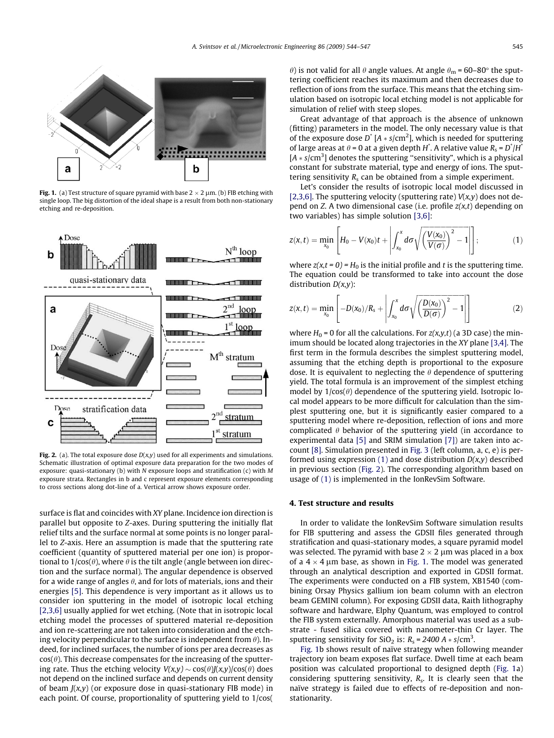**Fig. 1.** (a) Test structure of square pyramid with base 2 × 2 μm. (b) FIB etching with single loop. The big distortion of the ideal shape is a result from both non-stationary etching and re-deposition.

**Fig. 2.** (a). The total exposure dose $D(x,y)$ used for all experiments and simulations. Schematic illustration of optimal exposure data preparation for the two modes of exposure: quasi-stationary (b) with $N$ exposure loops and stratification (c) with $M$ exposure strata. Rectangles in b and c represent exposure elements corresponding to cross sections along dot-line of a. Vertical arrow shows exposure order.

surface is flat and coincides with $XY$ plane. Incidence ion direction is parallel but opposite to $Z$-axes. During sputtering the initially flat relief tilts and the surface normal at some points is no longer parallel to $Z$-axis. Here an assumption is made that the sputtering rate coefficient (quantity of sputtered material per one ion) is proportional to $1/\cos(\theta)$, where $\theta$ is the tilt angle (angle between ion direction and the surface normal). The angular dependence is observed for a wide range of angles $\theta$, and for lots of materials, ions and their energies [5]. This dependence is very important as it allows us to consider ion sputtering in the model of isotropic local etching [2,3,6] usually applied for wet etching. (Note that in isotropic local etching model the processes of sputtered material re-deposition and ion re-scattering are not taken into consideration and the etching velocity perpendicular to the surface is independent from $\theta$). Indeed, for inclined surfaces, the number of ions per area decreases as $\cos(\theta)$. This decrease compensates for the increasing of the sputtering rate. Thus the etching velocity $V(x,y) \sim \cos(\theta)J(x,y)/\cos(\theta)$ does not depend on the inclined surface and depends on current density of beam $J(x,y)$ (or exposure dose in quasi-stationary FIB mode) in each point. Of course, proportionality of sputtering yield to $1/\cos(\theta)$ is not valid for all $\theta$ angle values. At angle $\theta_m$ = 60–80° the sputtering coefficient reaches its maximum and then decreases due to reflection of ions from the surface. This means that the etching simulation based on isotropic local etching model is not applicable for simulation of relief with steep slopes.

Great advantage of that approach is the absence of unknown (fitting) parameters in the model. The only necessary value is that of the exposure dose $D^*$ [$A * s/\text{cm}^2$], which is needed for sputtering of large areas at $\theta = 0$ at a given depth $H^*$. A relative value $R_s = D^*/H^*$ [$A * s/\text{cm}^3$] denotes the sputtering "sensitivity", which is a physical constant for substrate material, type and energy of ions. The sputtering sensitivity $R_s$ can be obtained from a simple experiment.

Let's consider the results of isotropic local model discussed in [2,3,6]. The sputtering velocity (sputtering rate) $V(x,y)$ does not depend on $Z$. A two dimensional case (i.e. profile $z(x,t)$ depending on two variables) has simple solution [3,6]:

$$z(x,t) = \min_{x_0}\left[H_0 - V(x_0)t + \left|\int_{x_0}^{x} d\sigma\sqrt{\left(\frac{V(x_0)}{V(\sigma)}\right)^2 - 1}\right|\right]; \qquad (1)$$

where $z(x,t=0) = H_0$ is the initial profile and $t$ is the sputtering time. The equation could be transformed to take into account the dose distribution $D(x,y)$:

$$z(x,t) = \min_{x_0}\left[-D(x_0)/R_s + \left|\int_{x_0}^{x} d\sigma\sqrt{\left(\frac{D(x_0)}{D(\sigma)}\right)^2 - 1}\right|\right] \qquad (2)$$

where $H_0 = 0$ for all the calculations. For $z(x,y,t)$ (a 3D case) the minimum should be located along trajectories in the $XY$ plane [3,4]. The first term in the formula describes the simplest sputtering model, assuming that the etching depth is proportional to the exposure dose. It is equivalent to neglecting the $\theta$ dependence of sputtering yield. The total formula is an improvement of the simplest etching model by $1/\cos(\theta)$ dependence of the sputtering yield. Isotropic local model appears to be more difficult for calculation than the simplest sputtering one, but it is significantly easier compared to a sputtering model where re-deposition, reflection of ions and more complicated $\theta$ behavior of the sputtering yield (in accordance to experimental data [5] and SRIM simulation [7]) are taken into account [8]. Simulation presented in Fig. 3 (left column, a, c, e) is performed using expression (1) and dose distribution $D(x,y)$ described in previous section (Fig. 2). The corresponding algorithm based on usage of (1) is implemented in the IonRevSim Software.

## 4. Test structure and results

In order to validate the IonRevSim Software simulation results for FIB sputtering and assess the GDSII files generated through stratification and quasi-stationary modes, a square pyramid model was selected. The pyramid with base 2 × 2 μm was placed in a box of a 4 × 4 μm base, as shown in Fig. 1. The model was generated through an analytical description and exported in GDSII format. The experiments were conducted on a FIB system, XB1540 (combining Orsay Physics gallium ion beam column with an electron beam GEMINI column). For exposing GDSII data, Raith lithography software and hardware, Elphy Quantum, was employed to control the FIB system externally. Amorphous material was used as a substrate - fused silica covered with nanometer-thin Cr layer. The sputtering sensitivity for $SiO_2$ is: $R_s = 2400\ A * s/\text{cm}^3$.

Fig. 1b shows result of naïve strategy when following meander trajectory ion beam exposes flat surface. Dwell time at each beam position was calculated proportional to designed depth (Fig. 1a) considering sputtering sensitivity, $R_s$. It is clearly seen that the naïve strategy is failed due to effects of re-deposition and non-stationarity.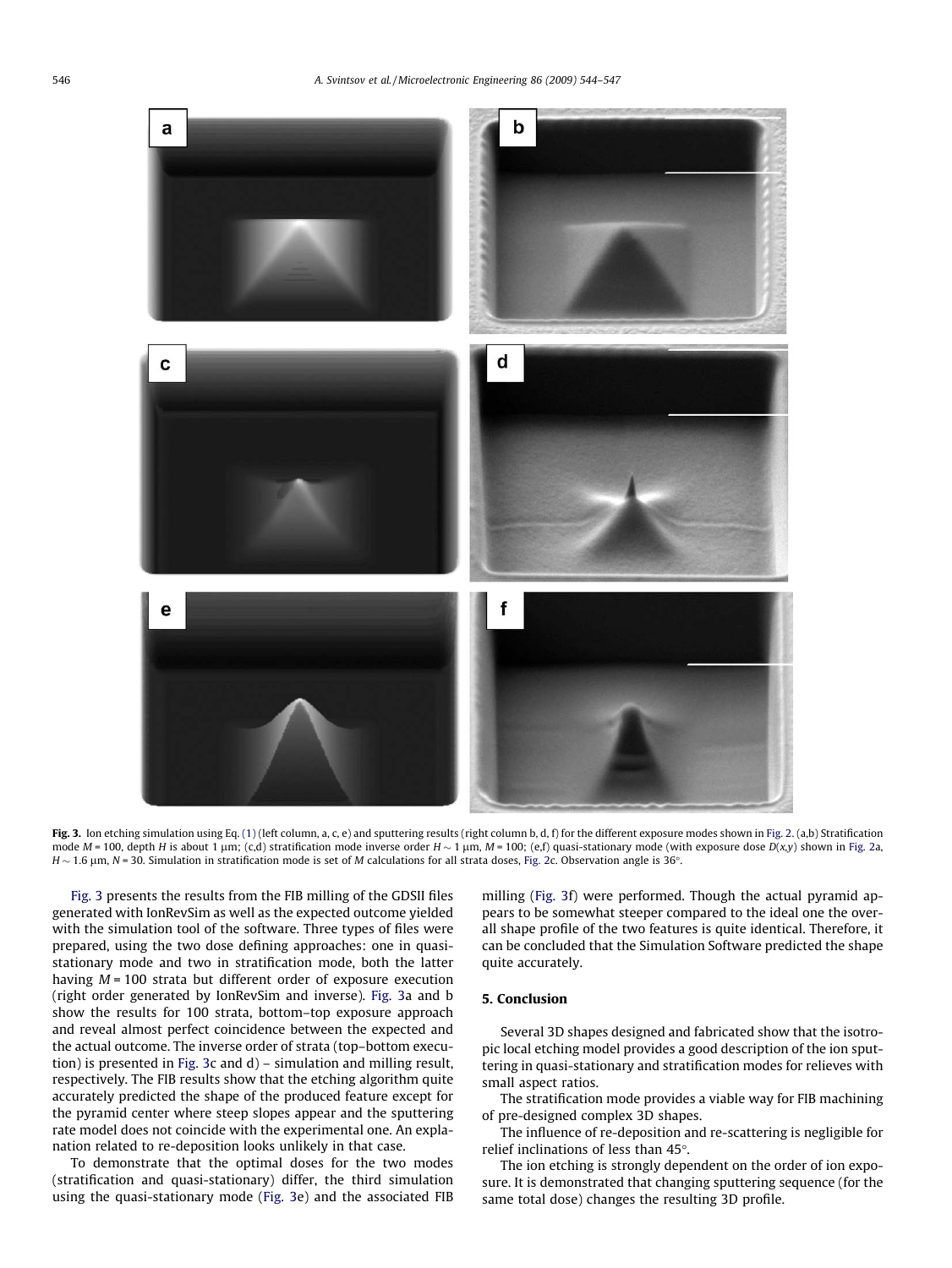**Fig. 3.** Ion etching simulation using Eq. (1) (left column, a, c, e) and sputtering results (right column b, d, f) for the different exposure modes shown in Fig. 2. (a,b) Stratification mode $M = 100$, depth $H$ is about 1 μm; (c,d) stratification mode inverse order $H \sim 1$ μm, $M = 100$; (e,f) quasi-stationary mode (with exposure dose $D(x,y)$ shown in Fig. 2a, $H \sim 1.6$ μm, $N = 30$. Simulation in stratification mode is set of $M$ calculations for all strata doses, Fig. 2c. Observation angle is 36°.

Fig. 3 presents the results from the FIB milling of the GDSII files generated with IonRevSim as well as the expected outcome yielded with the simulation tool of the software. Three types of files were prepared, using the two dose defining approaches: one in quasi-stationary mode and two in stratification mode, both the latter having $M = 100$ strata but different order of exposure execution (right order generated by IonRevSim and inverse). Fig. 3a and b show the results for 100 strata, bottom–top exposure approach and reveal almost perfect coincidence between the expected and the actual outcome. The inverse order of strata (top–bottom execution) is presented in Fig. 3c and d) – simulation and milling result, respectively. The FIB results show that the etching algorithm quite accurately predicted the shape of the produced feature except for the pyramid center where steep slopes appear and the sputtering rate model does not coincide with the experimental one. An explanation related to re-deposition looks unlikely in that case.

To demonstrate that the optimal doses for the two modes (stratification and quasi-stationary) differ, the third simulation using the quasi-stationary mode (Fig. 3e) and the associated FIB milling (Fig. 3f) were performed. Though the actual pyramid appears to be somewhat steeper compared to the ideal one the overall shape profile of the two features is quite identical. Therefore, it can be concluded that the Simulation Software predicted the shape quite accurately.

## 5. Conclusion

Several 3D shapes designed and fabricated show that the isotropic local etching model provides a good description of the ion sputtering in quasi-stationary and stratification modes for relieves with small aspect ratios.

The stratification mode provides a viable way for FIB machining of pre-designed complex 3D shapes.

The influence of re-deposition and re-scattering is negligible for relief inclinations of less than 45°.

The ion etching is strongly dependent on the order of ion exposure. It is demonstrated that changing sputtering sequence (for the same total dose) changes the resulting 3D profile.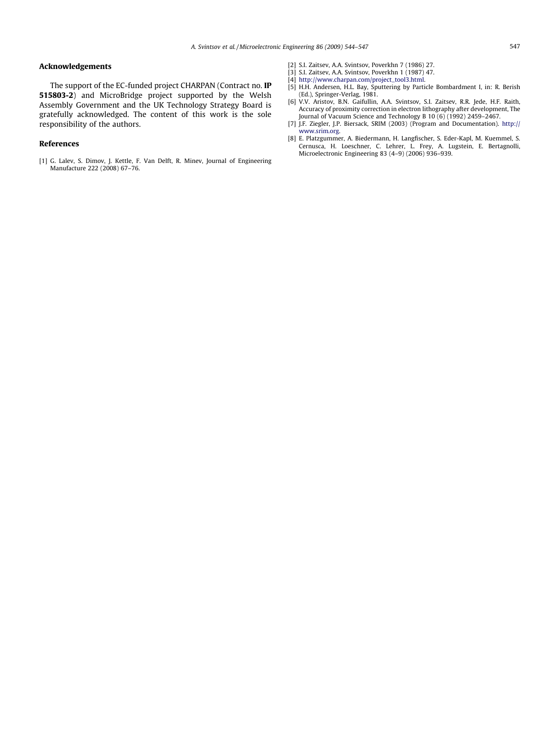## Acknowledgements

The support of the EC-funded project CHARPAN (Contract no. **IP 515803-2**) and MicroBridge project supported by the Welsh Assembly Government and the UK Technology Strategy Board is gratefully acknowledged. The content of this work is the sole responsibility of the authors.

## References

[1] G. Lalev, S. Dimov, J. Kettle, F. Van Delft, R. Minev, Journal of Engineering Manufacture 222 (2008) 67–76.

[2] S.I. Zaitsev, A.A. Svintsov, Poverkhn 7 (1986) 27.

[3] S.I. Zaitsev, A.A. Svintsov, Poverkhn 1 (1987) 47.

[4] http://www.charpan.com/project_tool3.html.

[5] H.H. Andersen, H.L. Bay, Sputtering by Particle Bombardment I, in: R. Berish (Ed.), Springer-Verlag, 1981.

[6] V.V. Aristov, B.N. Gaifullin, A.A. Svintsov, S.I. Zaitsev, R.R. Jede, H.F. Raith, Accuracy of proximity correction in electron lithography after development, The Journal of Vacuum Science and Technology B 10 (6) (1992) 2459–2467.

[7] J.F. Ziegler, J.P. Biersack, SRIM (2003) (Program and Documentation). http://www.srim.org.

[8] E. Platzgummer, A. Biedermann, H. Langfischer, S. Eder-Kapl, M. Kuemmel, S. Cernusca, H. Loeschner, C. Lehrer, L. Frey, A. Lugstein, E. Bertagnolli, Microelectronic Engineering 83 (4–9) (2006) 936–939.